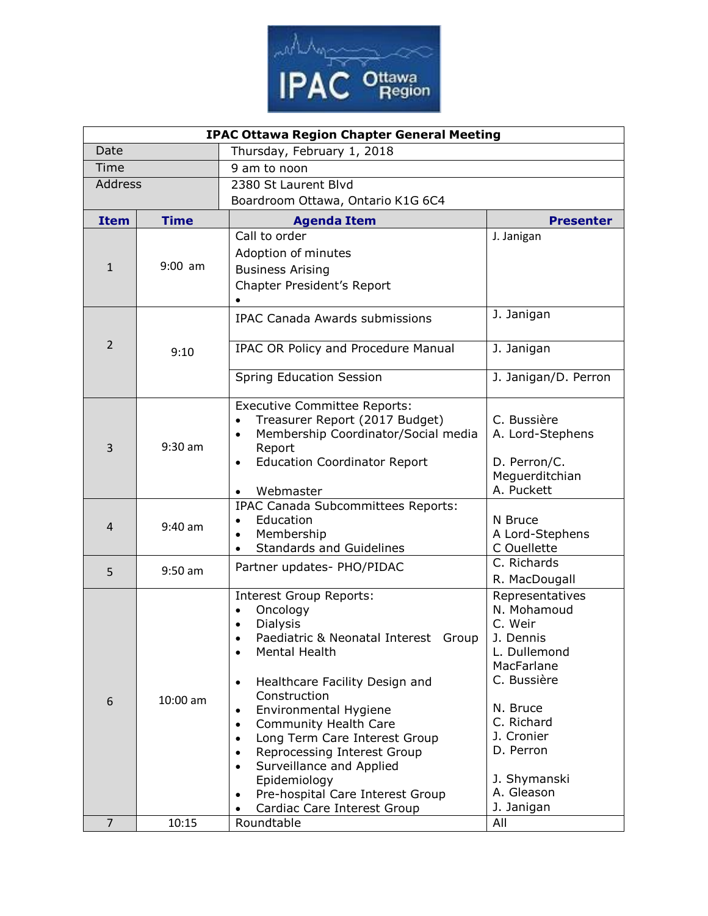IPAC Ottawa Region

| IPAC Ottawa Region Chapter General Meeting | |
|---|---|
| Date | Thursday, February 1, 2018 |
| Time | 9 am to noon |
| Address | 2380 St Laurent Blvd<br>Boardroom Ottawa, Ontario K1G 6C4 |

| Item | Time | Agenda Item | Presenter |
|---|---|---|---|
| 1 | 9:00 am | Call to order<br>Adoption of minutes<br>Business Arising<br>Chapter President's Report<br>• | J. Janigan |
| 2 | 9:10 | IPAC Canada Awards submissions | J. Janigan |
| | | IPAC OR Policy and Procedure Manual | J. Janigan |
| | | Spring Education Session | J. Janigan/D. Perron |
| 3 | 9:30 am | Executive Committee Reports:<br>• Treasurer Report (2017 Budget)<br>• Membership Coordinator/Social media Report<br>• Education Coordinator Report<br>• Webmaster | <br>C. Bussière<br>A. Lord-Stephens<br><br>D. Perron/C. Meguerditchian<br>A. Puckett |
| 4 | 9:40 am | IPAC Canada Subcommittees Reports:<br>• Education<br>• Membership<br>• Standards and Guidelines | <br>N Bruce<br>A Lord-Stephens<br>C Ouellette |
| 5 | 9:50 am | Partner updates- PHO/PIDAC | C. Richards<br>R. MacDougall |
| 6 | 10:00 am | Interest Group Reports:<br>• Oncology<br>• Dialysis<br>• Paediatric & Neonatal Interest Group<br>• Mental Health<br><br>• Healthcare Facility Design and Construction<br>• Environmental Hygiene<br>• Community Health Care<br>• Long Term Care Interest Group<br>• Reprocessing Interest Group<br>• Surveillance and Applied Epidemiology<br>• Pre-hospital Care Interest Group<br>• Cardiac Care Interest Group | Representatives<br>N. Mohamoud<br>C. Weir<br>J. Dennis<br>L. Dullemond MacFarlane<br>C. Bussière<br><br>N. Bruce<br>C. Richard<br>J. Cronier<br>D. Perron<br><br>J. Shymanski<br>A. Gleason<br>J. Janigan |
| 7 | 10:15 | Roundtable | All |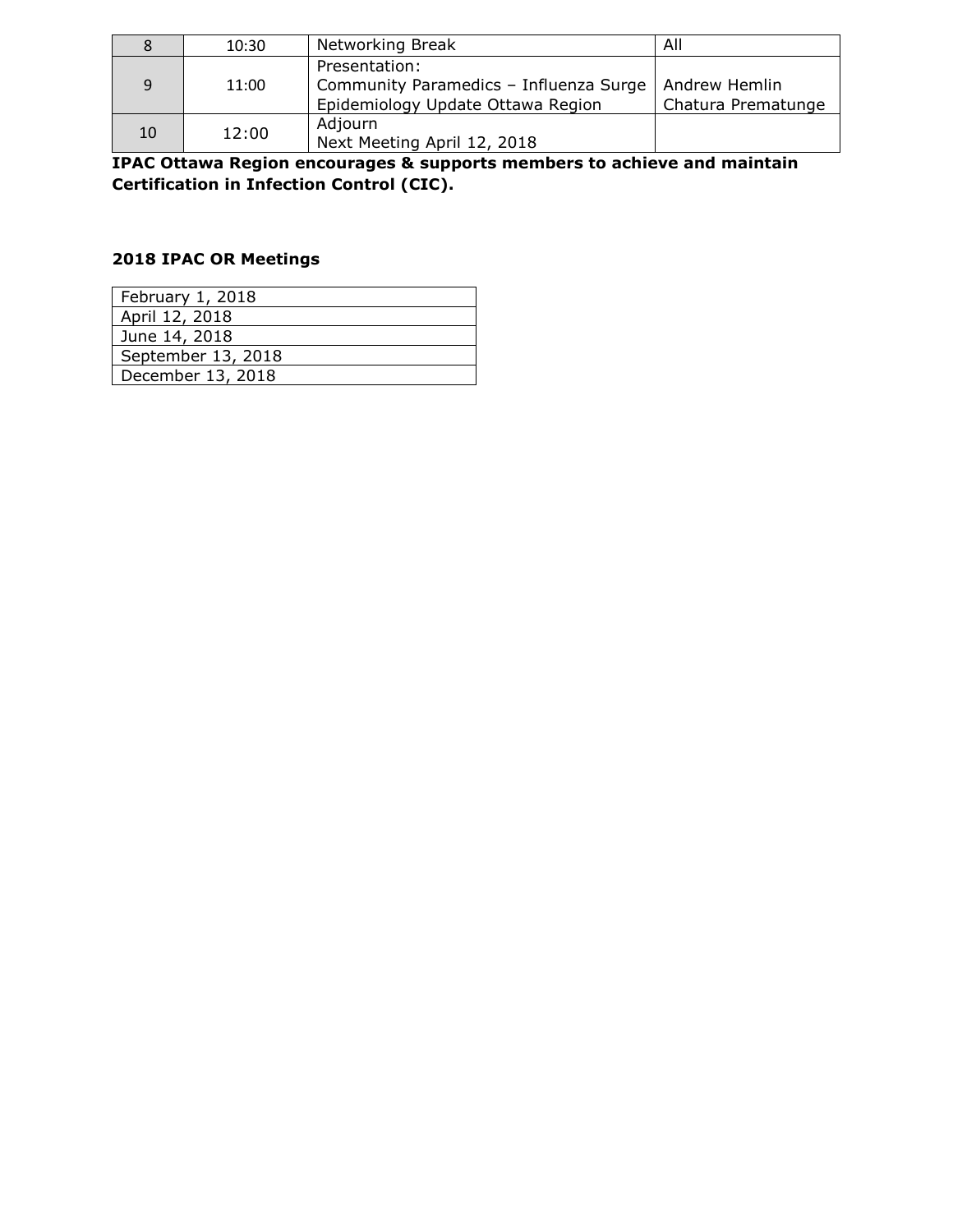| | | | |
|---|---|---|---|
| 8 | 10:30 | Networking Break | All |
| 9 | 11:00 | Presentation:<br>Community Paramedics – Influenza Surge<br>Epidemiology Update Ottawa Region | Andrew Hemlin<br>Chatura Prematunge |
| 10 | 12:00 | Adjourn<br>Next Meeting April 12, 2018 | |

**IPAC Ottawa Region encourages & supports members to achieve and maintain Certification in Infection Control (CIC).**

**2018 IPAC OR Meetings**

| |
|---|
| February 1, 2018 |
| April 12, 2018 |
| June 14, 2018 |
| September 13, 2018 |
| December 13, 2018 |